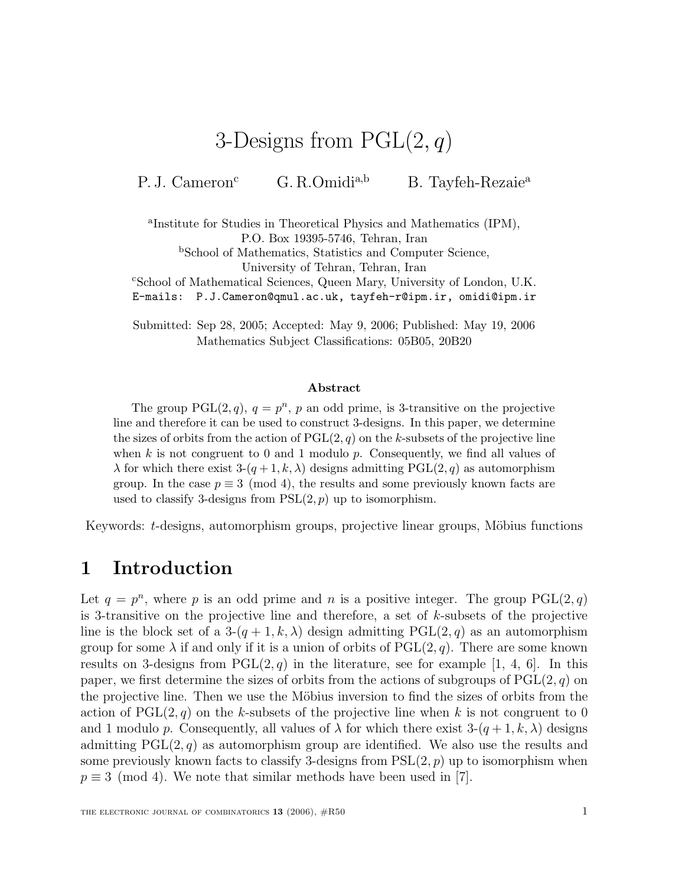# 3-Designs from PGL$(2, q)$

P. J. Cameron[c] G. R.Omidi[a,b] B. Tayfeh-Rezaie[a]

[a]Institute for Studies in Theoretical Physics and Mathematics (IPM),
P.O. Box 19395-5746, Tehran, Iran
[b]School of Mathematics, Statistics and Computer Science,
University of Tehran, Tehran, Iran
[c]School of Mathematical Sciences, Queen Mary, University of London, U.K.
E-mails: P.J.Cameron@qmul.ac.uk, tayfeh-r@ipm.ir, omidi@ipm.ir

Submitted: Sep 28, 2005; Accepted: May 9, 2006; Published: May 19, 2006
Mathematics Subject Classifications: 05B05, 20B20

**Abstract**

The group PGL$(2, q)$, $q = p^n$, $p$ an odd prime, is 3-transitive on the projective line and therefore it can be used to construct 3-designs. In this paper, we determine the sizes of orbits from the action of PGL$(2, q)$ on the $k$-subsets of the projective line when $k$ is not congruent to 0 and 1 modulo $p$. Consequently, we find all values of $\lambda$ for which there exist 3-$(q + 1, k, \lambda)$ designs admitting PGL$(2, q)$ as automorphism group. In the case $p \equiv 3 \pmod 4$, the results and some previously known facts are used to classify 3-designs from PSL$(2, p)$ up to isomorphism.

Keywords: $t$-designs, automorphism groups, projective linear groups, Möbius functions

## 1 Introduction

Let $q = p^n$, where $p$ is an odd prime and $n$ is a positive integer. The group PGL$(2, q)$ is 3-transitive on the projective line and therefore, a set of $k$-subsets of the projective line is the block set of a 3-$(q + 1, k, \lambda)$ design admitting PGL$(2, q)$ as an automorphism group for some $\lambda$ if and only if it is a union of orbits of PGL$(2, q)$. There are some known results on 3-designs from PGL$(2, q)$ in the literature, see for example [1, 4, 6]. In this paper, we first determine the sizes of orbits from the actions of subgroups of PGL$(2, q)$ on the projective line. Then we use the Möbius inversion to find the sizes of orbits from the action of PGL$(2, q)$ on the $k$-subsets of the projective line when $k$ is not congruent to 0 and 1 modulo $p$. Consequently, all values of $\lambda$ for which there exist 3-$(q + 1, k, \lambda)$ designs admitting PGL$(2, q)$ as automorphism group are identified. We also use the results and some previously known facts to classify 3-designs from PSL$(2, p)$ up to isomorphism when $p \equiv 3 \pmod 4$. We note that similar methods have been used in [7].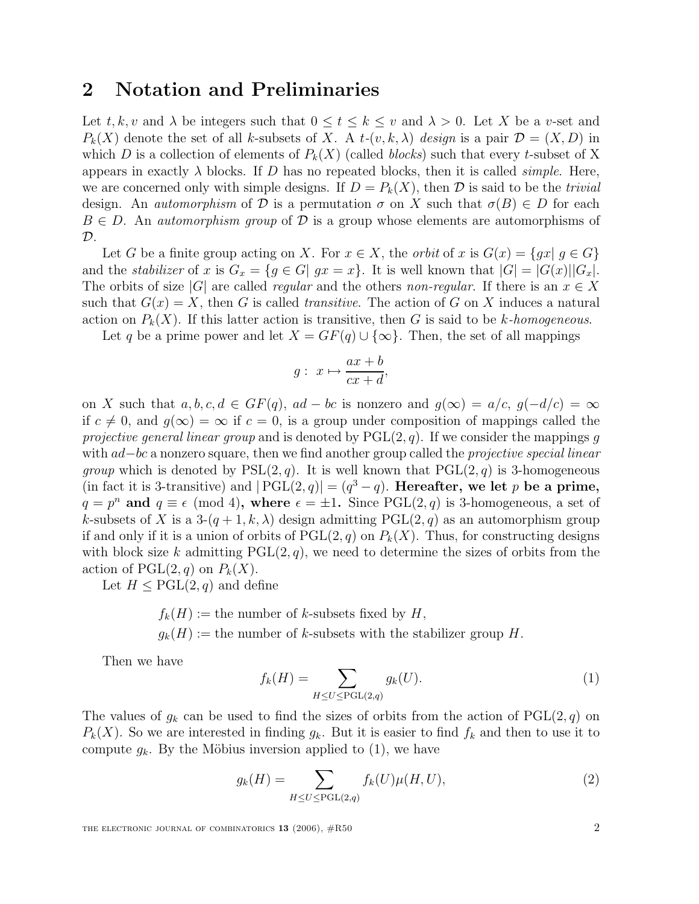## 2 Notation and Preliminaries

Let $t, k, v$ and $\lambda$ be integers such that $0 \leq t \leq k \leq v$ and $\lambda > 0$. Let $X$ be a $v$-set and $P_k(X)$ denote the set of all $k$-subsets of $X$. A $t$-$(v, k, \lambda)$ *design* is a pair $\mathcal{D} = (X, D)$ in which $D$ is a collection of elements of $P_k(X)$ (called *blocks*) such that every $t$-subset of X appears in exactly $\lambda$ blocks. If $D$ has no repeated blocks, then it is called *simple*. Here, we are concerned only with simple designs. If $D = P_k(X)$, then $\mathcal{D}$ is said to be the *trivial* design. An *automorphism* of $\mathcal{D}$ is a permutation $\sigma$ on $X$ such that $\sigma(B) \in D$ for each $B \in D$. An *automorphism group* of $\mathcal{D}$ is a group whose elements are automorphisms of $\mathcal{D}$.

Let $G$ be a finite group acting on $X$. For $x \in X$, the *orbit* of $x$ is $G(x) = \{gx | \; g \in G\}$ and the *stabilizer* of $x$ is $G_x = \{g \in G | \; gx = x\}$. It is well known that $|G| = |G(x)||G_x|$. The orbits of size $|G|$ are called *regular* and the others *non-regular*. If there is an $x \in X$ such that $G(x) = X$, then $G$ is called *transitive*. The action of $G$ on $X$ induces a natural action on $P_k(X)$. If this latter action is transitive, then $G$ is said to be $k$-*homogeneous*.

Let $q$ be a prime power and let $X = GF(q) \cup \{\infty\}$. Then, the set of all mappings

$$g : \; x \mapsto \frac{ax + b}{cx + d},$$

on $X$ such that $a, b, c, d \in GF(q)$, $ad - bc$ is nonzero and $g(\infty) = a/c$, $g(-d/c) = \infty$ if $c \neq 0$, and $g(\infty) = \infty$ if $c = 0$, is a group under composition of mappings called the *projective general linear group* and is denoted by $\mathrm{PGL}(2, q)$. If we consider the mappings $g$ with $ad - bc$ a nonzero square, then we find another group called the *projective special linear group* which is denoted by $\mathrm{PSL}(2, q)$. It is well known that $\mathrm{PGL}(2, q)$ is 3-homogeneous (in fact it is 3-transitive) and $|\mathrm{PGL}(2, q)| = (q^3 - q)$. **Hereafter, we let $p$ be a prime, $q = p^n$ and $q \equiv \epsilon \pmod 4$, where $\epsilon = \pm 1$.** Since $\mathrm{PGL}(2, q)$ is 3-homogeneous, a set of $k$-subsets of $X$ is a 3-$(q + 1, k, \lambda)$ design admitting $\mathrm{PGL}(2, q)$ as an automorphism group if and only if it is a union of orbits of $\mathrm{PGL}(2, q)$ on $P_k(X)$. Thus, for constructing designs with block size $k$ admitting $\mathrm{PGL}(2, q)$, we need to determine the sizes of orbits from the action of $\mathrm{PGL}(2, q)$ on $P_k(X)$.

Let $H \leq \mathrm{PGL}(2, q)$ and define

$f_k(H) :=$ the number of $k$-subsets fixed by $H$,

$g_k(H) :=$ the number of $k$-subsets with the stabilizer group $H$.

Then we have

$$f_k(H) = \sum_{H \leq U \leq \mathrm{PGL}(2,q)} g_k(U). \tag{1}$$

The values of $g_k$ can be used to find the sizes of orbits from the action of $\mathrm{PGL}(2, q)$ on $P_k(X)$. So we are interested in finding $g_k$. But it is easier to find $f_k$ and then to use it to compute $g_k$. By the Möbius inversion applied to (1), we have

$$g_k(H) = \sum_{H \leq U \leq \mathrm{PGL}(2,q)} f_k(U)\mu(H, U), \tag{2}$$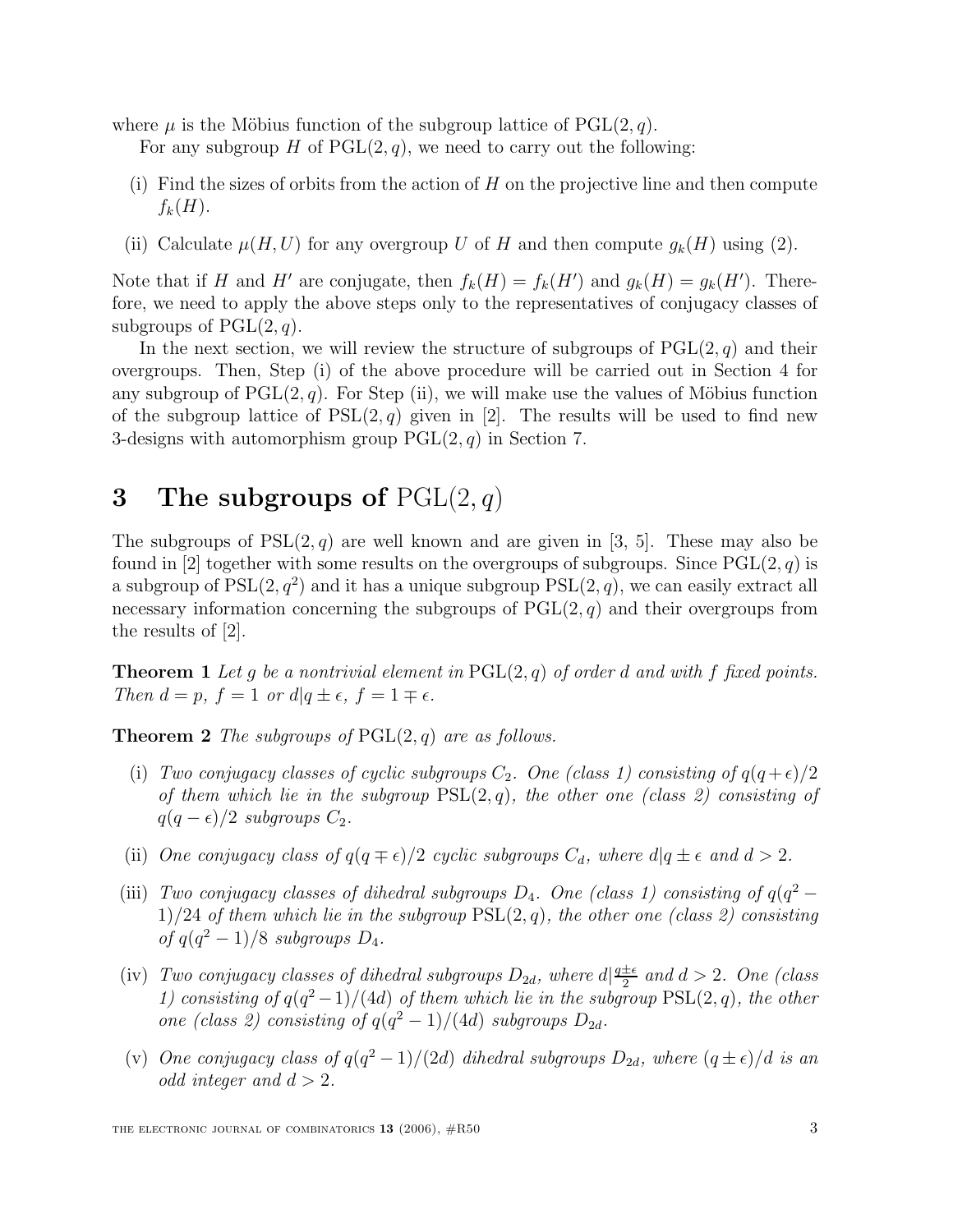where $\mu$ is the Möbius function of the subgroup lattice of $\mathrm{PGL}(2,q)$.

For any subgroup $H$ of $\mathrm{PGL}(2,q)$, we need to carry out the following:

(i) Find the sizes of orbits from the action of $H$ on the projective line and then compute $f_k(H)$.

(ii) Calculate $\mu(H,U)$ for any overgroup $U$ of $H$ and then compute $g_k(H)$ using (2).

Note that if $H$ and $H'$ are conjugate, then $f_k(H) = f_k(H')$ and $g_k(H) = g_k(H')$. Therefore, we need to apply the above steps only to the representatives of conjugacy classes of subgroups of $\mathrm{PGL}(2,q)$.

In the next section, we will review the structure of subgroups of $\mathrm{PGL}(2,q)$ and their overgroups. Then, Step (i) of the above procedure will be carried out in Section 4 for any subgroup of $\mathrm{PGL}(2,q)$. For Step (ii), we will make use the values of Möbius function of the subgroup lattice of $\mathrm{PSL}(2,q)$ given in [2]. The results will be used to find new 3-designs with automorphism group $\mathrm{PGL}(2,q)$ in Section 7.

# 3 The subgroups of $\mathrm{PGL}(2,q)$

The subgroups of $\mathrm{PSL}(2,q)$ are well known and are given in [3, 5]. These may also be found in [2] together with some results on the overgroups of subgroups. Since $\mathrm{PGL}(2,q)$ is a subgroup of $\mathrm{PSL}(2,q^2)$ and it has a unique subgroup $\mathrm{PSL}(2,q)$, we can easily extract all necessary information concerning the subgroups of $\mathrm{PGL}(2,q)$ and their overgroups from the results of [2].

**Theorem 1** *Let $g$ be a nontrivial element in $\mathrm{PGL}(2,q)$ of order $d$ and with $f$ fixed points. Then $d = p$, $f = 1$ or $d|q \pm \epsilon$, $f = 1 \mp \epsilon$.*

**Theorem 2** *The subgroups of $\mathrm{PGL}(2,q)$ are as follows.*

(i) *Two conjugacy classes of cyclic subgroups $C_2$. One (class 1) consisting of $q(q+\epsilon)/2$ of them which lie in the subgroup $\mathrm{PSL}(2,q)$, the other one (class 2) consisting of $q(q-\epsilon)/2$ subgroups $C_2$.*

(ii) *One conjugacy class of $q(q \mp \epsilon)/2$ cyclic subgroups $C_d$, where $d|q \pm \epsilon$ and $d > 2$.*

(iii) *Two conjugacy classes of dihedral subgroups $D_4$. One (class 1) consisting of $q(q^2-1)/24$ of them which lie in the subgroup $\mathrm{PSL}(2,q)$, the other one (class 2) consisting of $q(q^2-1)/8$ subgroups $D_4$.*

(iv) *Two conjugacy classes of dihedral subgroups $D_{2d}$, where $d|\frac{q\pm\epsilon}{2}$ and $d > 2$. One (class 1) consisting of $q(q^2-1)/(4d)$ of them which lie in the subgroup $\mathrm{PSL}(2,q)$, the other one (class 2) consisting of $q(q^2-1)/(4d)$ subgroups $D_{2d}$.*

(v) *One conjugacy class of $q(q^2-1)/(2d)$ dihedral subgroups $D_{2d}$, where $(q \pm \epsilon)/d$ is an odd integer and $d > 2$.*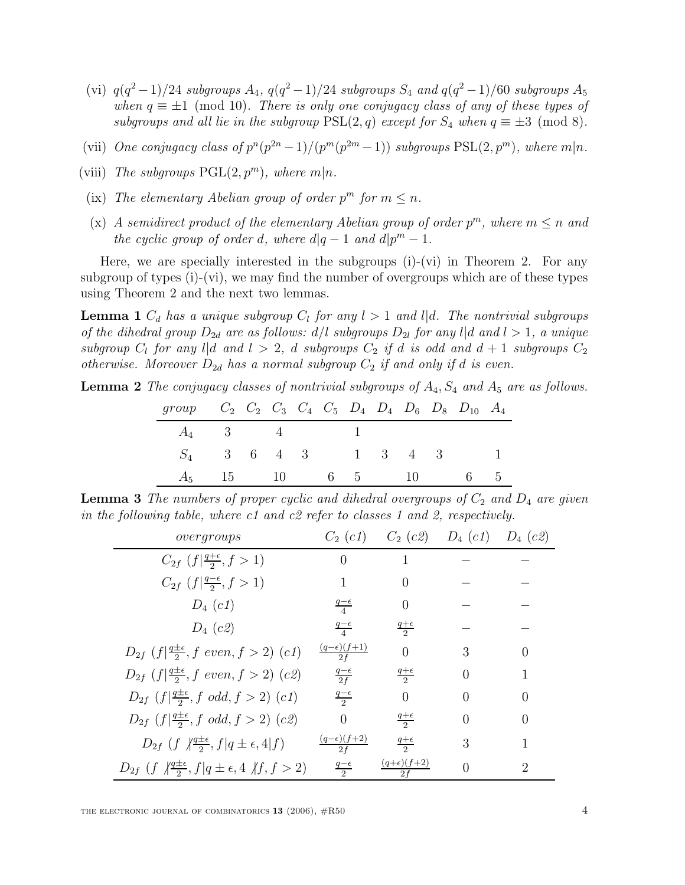(vi) $q(q^2-1)/24$ *subgroups* $A_4$, $q(q^2-1)/24$ *subgroups* $S_4$ *and* $q(q^2-1)/60$ *subgroups* $A_5$ *when* $q \equiv \pm 1 \pmod{10}$. *There is only one conjugacy class of any of these types of subgroups and all lie in the subgroup* $\mathrm{PSL}(2,q)$ *except for* $S_4$ *when* $q \equiv \pm 3 \pmod 8$.

(vii) *One conjugacy class of* $p^n(p^{2n}-1)/(p^m(p^{2m}-1))$ *subgroups* $\mathrm{PSL}(2,p^m)$, *where* $m|n$.

(viii) *The subgroups* $\mathrm{PGL}(2,p^m)$, *where* $m|n$.

(ix) *The elementary Abelian group of order* $p^m$ *for* $m \leq n$.

(x) *A semidirect product of the elementary Abelian group of order* $p^m$, *where* $m \leq n$ *and the cyclic group of order* $d$, *where* $d|q-1$ *and* $d|p^m-1$.

Here, we are specially interested in the subgroups (i)-(vi) in Theorem 2. For any subgroup of types (i)-(vi), we may find the number of overgroups which are of these types using Theorem 2 and the next two lemmas.

**Lemma 1** *$C_d$ has a unique subgroup $C_l$ for any $l > 1$ and $l|d$. The nontrivial subgroups of the dihedral group $D_{2d}$ are as follows: $d/l$ subgroups $D_{2l}$ for any $l|d$ and $l > 1$, a unique subgroup $C_l$ for any $l|d$ and $l > 2$, $d$ subgroups $C_2$ if $d$ is odd and $d+1$ subgroups $C_2$ otherwise. Moreover $D_{2d}$ has a normal subgroup $C_2$ if and only if $d$ is even.*

**Lemma 2** *The conjugacy classes of nontrivial subgroups of $A_4, S_4$ and $A_5$ are as follows.*

| *group* | $C_2$ | $C_2$ | $C_3$ | $C_4$ | $C_5$ | $D_4$ | $D_4$ | $D_6$ | $D_8$ | $D_{10}$ | $A_4$ |
|---|---|---|---|---|---|---|---|---|---|---|---|
| $A_4$ | 3 | | 4 | | | 1 | | | | | |
| $S_4$ | 3 | 6 | 4 | 3 | | 1 | 3 | 4 | 3 | | 1 |
| $A_5$ | 15 | | 10 | | 6 | 5 | | 10 | | 6 | 5 |

**Lemma 3** *The numbers of proper cyclic and dihedral overgroups of $C_2$ and $D_4$ are given in the following table, where c1 and c2 refer to classes 1 and 2, respectively.*

| *overgroups* | $C_2$ (*c1*) | $C_2$ (*c2*) | $D_4$ (*c1*) | $D_4$ (*c2*) |
|---|---|---|---|---|
| $C_{2f}$ $(f\|\frac{q+\epsilon}{2}, f>1)$ | $0$ | $1$ | $-$ | $-$ |
| $C_{2f}$ $(f\|\frac{q-\epsilon}{2}, f>1)$ | $1$ | $0$ | $-$ | $-$ |
| $D_4$ (*c1*) | $\frac{q-\epsilon}{4}$ | $0$ | $-$ | $-$ |
| $D_4$ (*c2*) | $\frac{q-\epsilon}{4}$ | $\frac{q+\epsilon}{2}$ | $-$ | $-$ |
| $D_{2f}$ $(f\|\frac{q\pm\epsilon}{2}, f \text{ even}, f>2)$ (*c1*) | $\frac{(q-\epsilon)(f+1)}{2f}$ | $0$ | $3$ | $0$ |
| $D_{2f}$ $(f\|\frac{q\pm\epsilon}{2}, f \text{ even}, f>2)$ (*c2*) | $\frac{q-\epsilon}{2f}$ | $\frac{q+\epsilon}{2}$ | $0$ | $1$ |
| $D_{2f}$ $(f\|\frac{q\pm\epsilon}{2}, f \text{ odd}, f>2)$ (*c1*) | $\frac{q-\epsilon}{2}$ | $0$ | $0$ | $0$ |
| $D_{2f}$ $(f\|\frac{q\pm\epsilon}{2}, f \text{ odd}, f>2)$ (*c2*) | $0$ | $\frac{q+\epsilon}{2}$ | $0$ | $0$ |
| $D_{2f}$ $(f \nmid \frac{q\pm\epsilon}{2}, f\|q\pm\epsilon, 4\|f)$ | $\frac{(q-\epsilon)(f+2)}{2f}$ | $\frac{q+\epsilon}{2}$ | $3$ | $1$ |
| $D_{2f}$ $(f \nmid \frac{q\pm\epsilon}{2}, f\|q\pm\epsilon, 4 \nmid f, f>2)$ | $\frac{q-\epsilon}{2}$ | $\frac{(q+\epsilon)(f+2)}{2f}$ | $0$ | $2$ |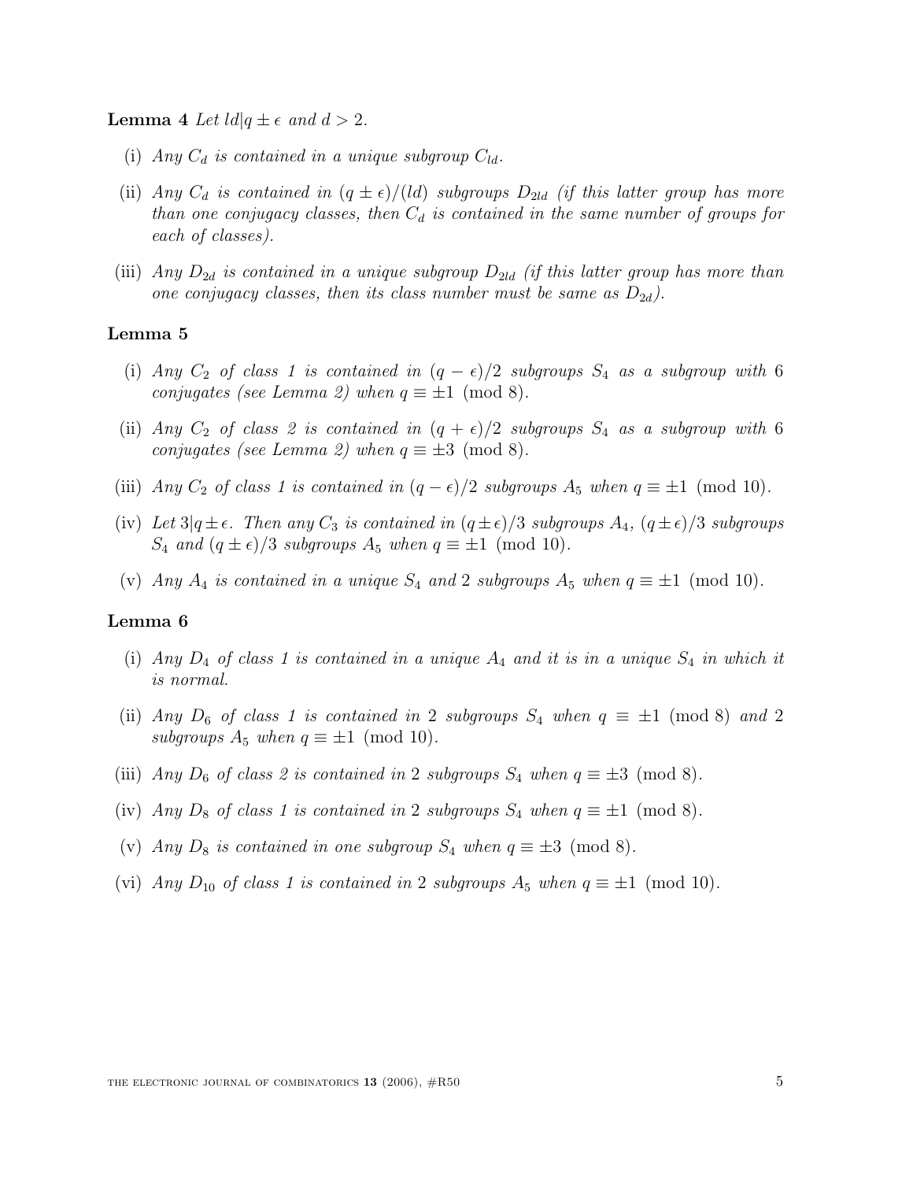**Lemma 4** *Let $ld|q \pm \epsilon$ and $d > 2$.*

- (i) *Any $C_d$ is contained in a unique subgroup $C_{ld}$.*
- (ii) *Any $C_d$ is contained in $(q \pm \epsilon)/(ld)$ subgroups $D_{2ld}$ (if this latter group has more than one conjugacy classes, then $C_d$ is contained in the same number of groups for each of classes).*
- (iii) *Any $D_{2d}$ is contained in a unique subgroup $D_{2ld}$ (if this latter group has more than one conjugacy classes, then its class number must be same as $D_{2d}$).*

**Lemma 5**

- (i) *Any $C_2$ of class 1 is contained in $(q - \epsilon)/2$ subgroups $S_4$ as a subgroup with 6 conjugates (see Lemma 2) when $q \equiv \pm 1 \pmod 8$.*
- (ii) *Any $C_2$ of class 2 is contained in $(q + \epsilon)/2$ subgroups $S_4$ as a subgroup with 6 conjugates (see Lemma 2) when $q \equiv \pm 3 \pmod 8$.*
- (iii) *Any $C_2$ of class 1 is contained in $(q - \epsilon)/2$ subgroups $A_5$ when $q \equiv \pm 1 \pmod{10}$.*
- (iv) *Let $3|q \pm \epsilon$. Then any $C_3$ is contained in $(q \pm \epsilon)/3$ subgroups $A_4$, $(q \pm \epsilon)/3$ subgroups $S_4$ and $(q \pm \epsilon)/3$ subgroups $A_5$ when $q \equiv \pm 1 \pmod{10}$.*
- (v) *Any $A_4$ is contained in a unique $S_4$ and 2 subgroups $A_5$ when $q \equiv \pm 1 \pmod{10}$.*

**Lemma 6**

- (i) *Any $D_4$ of class 1 is contained in a unique $A_4$ and it is in a unique $S_4$ in which it is normal.*
- (ii) *Any $D_6$ of class 1 is contained in 2 subgroups $S_4$ when $q \equiv \pm 1 \pmod 8$ and 2 subgroups $A_5$ when $q \equiv \pm 1 \pmod{10}$.*
- (iii) *Any $D_6$ of class 2 is contained in 2 subgroups $S_4$ when $q \equiv \pm 3 \pmod 8$.*
- (iv) *Any $D_8$ of class 1 is contained in 2 subgroups $S_4$ when $q \equiv \pm 1 \pmod 8$.*
- (v) *Any $D_8$ is contained in one subgroup $S_4$ when $q \equiv \pm 3 \pmod 8$.*
- (vi) *Any $D_{10}$ of class 1 is contained in 2 subgroups $A_5$ when $q \equiv \pm 1 \pmod{10}$.*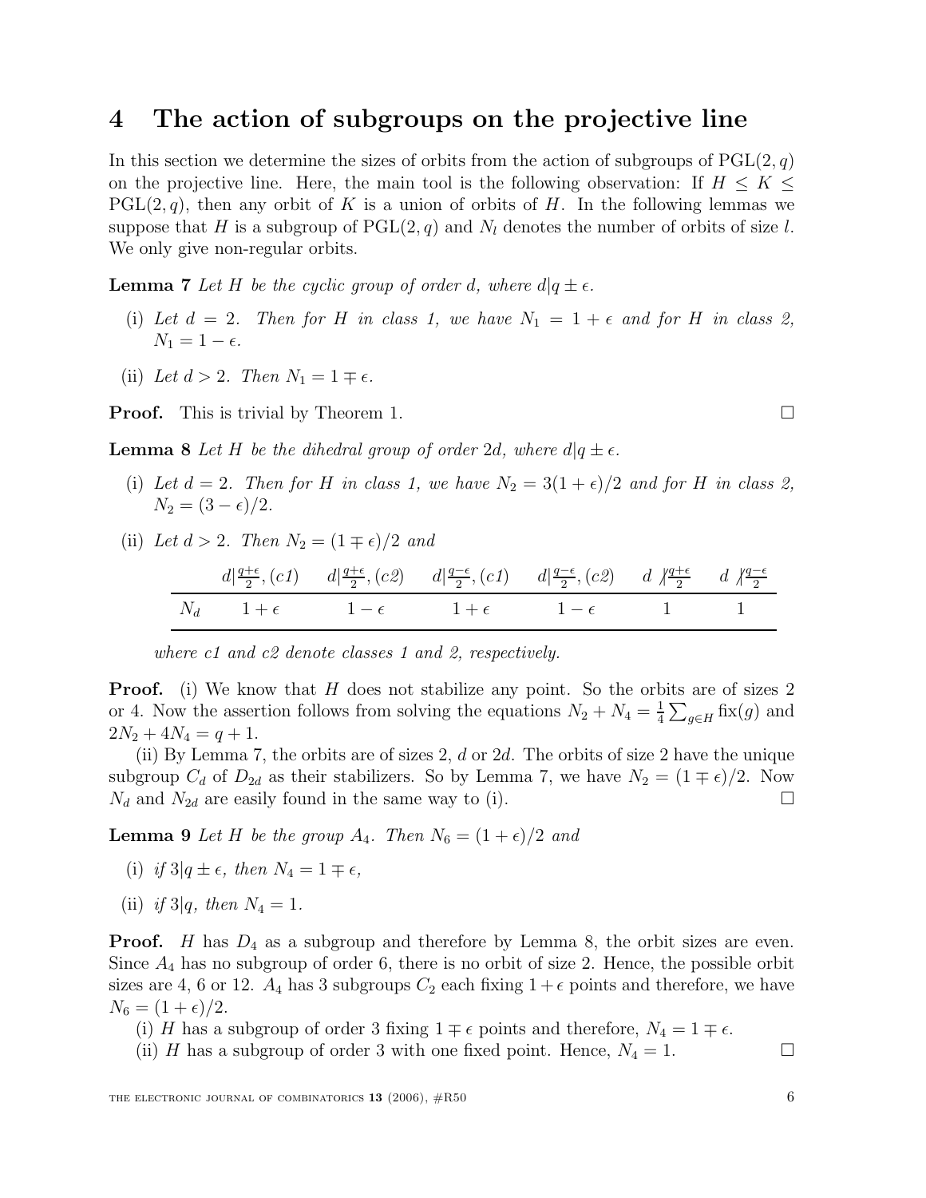## 4 The action of subgroups on the projective line

In this section we determine the sizes of orbits from the action of subgroups of $\mathrm{PGL}(2, q)$ on the projective line. Here, the main tool is the following observation: If $H \leq K \leq \mathrm{PGL}(2, q)$, then any orbit of $K$ is a union of orbits of $H$. In the following lemmas we suppose that $H$ is a subgroup of $\mathrm{PGL}(2, q)$ and $N_l$ denotes the number of orbits of size $l$. We only give non-regular orbits.

**Lemma 7** *Let $H$ be the cyclic group of order $d$, where $d|q \pm \epsilon$.*

- (i) *Let $d = 2$. Then for $H$ in class 1, we have $N_1 = 1 + \epsilon$ and for $H$ in class 2, $N_1 = 1 - \epsilon$.*
- (ii) *Let $d > 2$. Then $N_1 = 1 \mp \epsilon$.*

**Proof.** This is trivial by Theorem 1. □

**Lemma 8** *Let $H$ be the dihedral group of order $2d$, where $d|q \pm \epsilon$.*

- (i) *Let $d = 2$. Then for $H$ in class 1, we have $N_2 = 3(1 + \epsilon)/2$ and for $H$ in class 2, $N_2 = (3 - \epsilon)/2$.*
- (ii) *Let $d > 2$. Then $N_2 = (1 \mp \epsilon)/2$ and*

| | $d\vert\frac{q+\epsilon}{2}, (c1)$ | $d\vert\frac{q+\epsilon}{2}, (c2)$ | $d\vert\frac{q-\epsilon}{2}, (c1)$ | $d\vert\frac{q-\epsilon}{2}, (c2)$ | $d \not\vert \frac{q+\epsilon}{2}$ | $d \not\vert \frac{q-\epsilon}{2}$ |
|---|---|---|---|---|---|---|
| $N_d$ | $1 + \epsilon$ | $1 - \epsilon$ | $1 + \epsilon$ | $1 - \epsilon$ | $1$ | $1$ |

*where c1 and c2 denote classes 1 and 2, respectively.*

**Proof.** (i) We know that $H$ does not stabilize any point. So the orbits are of sizes 2 or 4. Now the assertion follows from solving the equations $N_2 + N_4 = \frac{1}{4}\sum_{g \in H} \mathrm{fix}(g)$ and $2N_2 + 4N_4 = q + 1$.

(ii) By Lemma 7, the orbits are of sizes 2, $d$ or $2d$. The orbits of size 2 have the unique subgroup $C_d$ of $D_{2d}$ as their stabilizers. So by Lemma 7, we have $N_2 = (1 \mp \epsilon)/2$. Now $N_d$ and $N_{2d}$ are easily found in the same way to (i). □

**Lemma 9** *Let $H$ be the group $A_4$. Then $N_6 = (1 + \epsilon)/2$ and*

- (i) *if $3|q \pm \epsilon$, then $N_4 = 1 \mp \epsilon$,*
- (ii) *if $3|q$, then $N_4 = 1$.*

**Proof.** $H$ has $D_4$ as a subgroup and therefore by Lemma 8, the orbit sizes are even. Since $A_4$ has no subgroup of order 6, there is no orbit of size 2. Hence, the possible orbit sizes are 4, 6 or 12. $A_4$ has 3 subgroups $C_2$ each fixing $1 + \epsilon$ points and therefore, we have $N_6 = (1 + \epsilon)/2$.

(i) $H$ has a subgroup of order 3 fixing $1 \mp \epsilon$ points and therefore, $N_4 = 1 \mp \epsilon$.

(ii) $H$ has a subgroup of order 3 with one fixed point. Hence, $N_4 = 1$. □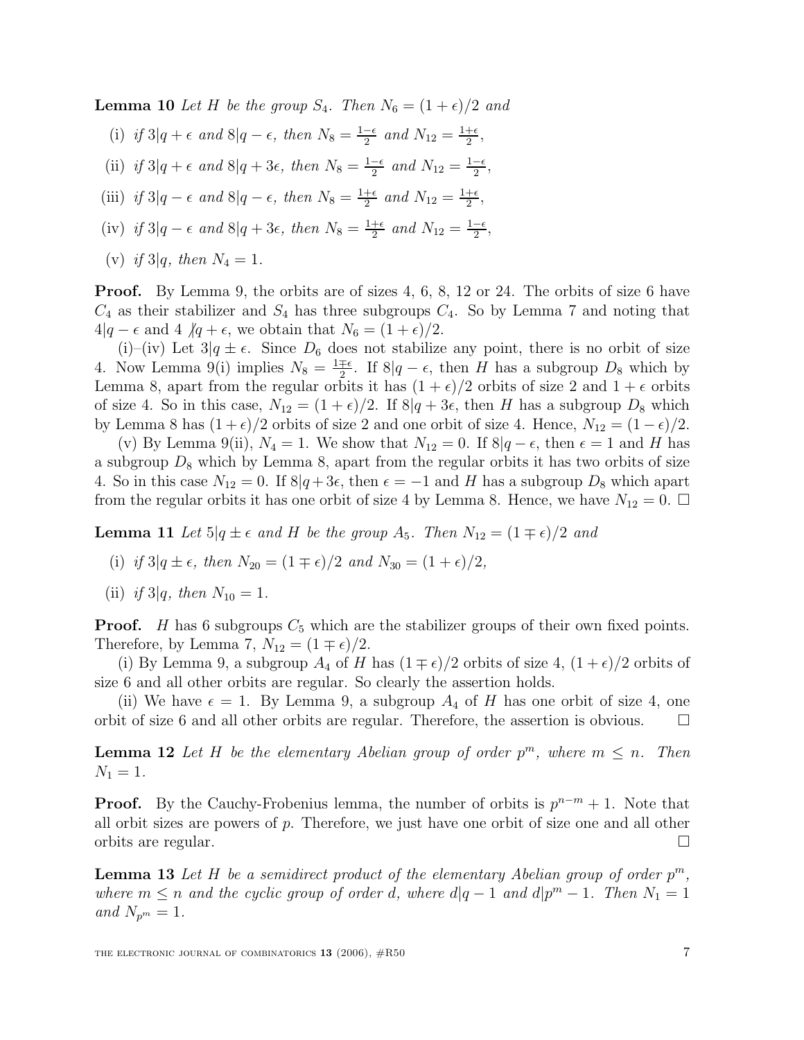**Lemma 10** *Let $H$ be the group $S_4$. Then $N_6 = (1+\epsilon)/2$ and*

(i) *if $3|q+\epsilon$ and $8|q-\epsilon$, then $N_8 = \frac{1-\epsilon}{2}$ and $N_{12} = \frac{1+\epsilon}{2}$,*

(ii) *if $3|q+\epsilon$ and $8|q+3\epsilon$, then $N_8 = \frac{1-\epsilon}{2}$ and $N_{12} = \frac{1-\epsilon}{2}$,*

(iii) *if $3|q-\epsilon$ and $8|q-\epsilon$, then $N_8 = \frac{1+\epsilon}{2}$ and $N_{12} = \frac{1+\epsilon}{2}$,*

(iv) *if $3|q-\epsilon$ and $8|q+3\epsilon$, then $N_8 = \frac{1+\epsilon}{2}$ and $N_{12} = \frac{1-\epsilon}{2}$,*

(v) *if $3|q$, then $N_4 = 1$.*

**Proof.** By Lemma 9, the orbits are of sizes 4, 6, 8, 12 or 24. The orbits of size 6 have $C_4$ as their stabilizer and $S_4$ has three subgroups $C_4$. So by Lemma 7 and noting that $4|q-\epsilon$ and $4 \not| q+\epsilon$, we obtain that $N_6 = (1+\epsilon)/2$.

(i)–(iv) Let $3|q \pm \epsilon$. Since $D_6$ does not stabilize any point, there is no orbit of size 4. Now Lemma 9(i) implies $N_8 = \frac{1 \mp \epsilon}{2}$. If $8|q-\epsilon$, then $H$ has a subgroup $D_8$ which by Lemma 8, apart from the regular orbits it has $(1+\epsilon)/2$ orbits of size 2 and $1+\epsilon$ orbits of size 4. So in this case, $N_{12} = (1+\epsilon)/2$. If $8|q+3\epsilon$, then $H$ has a subgroup $D_8$ which by Lemma 8 has $(1+\epsilon)/2$ orbits of size 2 and one orbit of size 4. Hence, $N_{12} = (1-\epsilon)/2$.

(v) By Lemma 9(ii), $N_4 = 1$. We show that $N_{12} = 0$. If $8|q-\epsilon$, then $\epsilon = 1$ and $H$ has a subgroup $D_8$ which by Lemma 8, apart from the regular orbits it has two orbits of size 4. So in this case $N_{12} = 0$. If $8|q+3\epsilon$, then $\epsilon = -1$ and $H$ has a subgroup $D_8$ which apart from the regular orbits it has one orbit of size 4 by Lemma 8. Hence, we have $N_{12} = 0$. □

**Lemma 11** *Let $5|q \pm \epsilon$ and $H$ be the group $A_5$. Then $N_{12} = (1 \mp \epsilon)/2$ and*

(i) *if $3|q \pm \epsilon$, then $N_{20} = (1 \mp \epsilon)/2$ and $N_{30} = (1+\epsilon)/2$,*

(ii) *if $3|q$, then $N_{10} = 1$.*

**Proof.** $H$ has 6 subgroups $C_5$ which are the stabilizer groups of their own fixed points. Therefore, by Lemma 7, $N_{12} = (1 \mp \epsilon)/2$.

(i) By Lemma 9, a subgroup $A_4$ of $H$ has $(1 \mp \epsilon)/2$ orbits of size 4, $(1+\epsilon)/2$ orbits of size 6 and all other orbits are regular. So clearly the assertion holds.

(ii) We have $\epsilon = 1$. By Lemma 9, a subgroup $A_4$ of $H$ has one orbit of size 4, one orbit of size 6 and all other orbits are regular. Therefore, the assertion is obvious. □

**Lemma 12** *Let $H$ be the elementary Abelian group of order $p^m$, where $m \leq n$. Then $N_1 = 1$.*

**Proof.** By the Cauchy-Frobenius lemma, the number of orbits is $p^{n-m}+1$. Note that all orbit sizes are powers of $p$. Therefore, we just have one orbit of size one and all other orbits are regular. □

**Lemma 13** *Let $H$ be a semidirect product of the elementary Abelian group of order $p^m$, where $m \leq n$ and the cyclic group of order $d$, where $d|q-1$ and $d|p^m-1$. Then $N_1 = 1$ and $N_{p^m} = 1$.*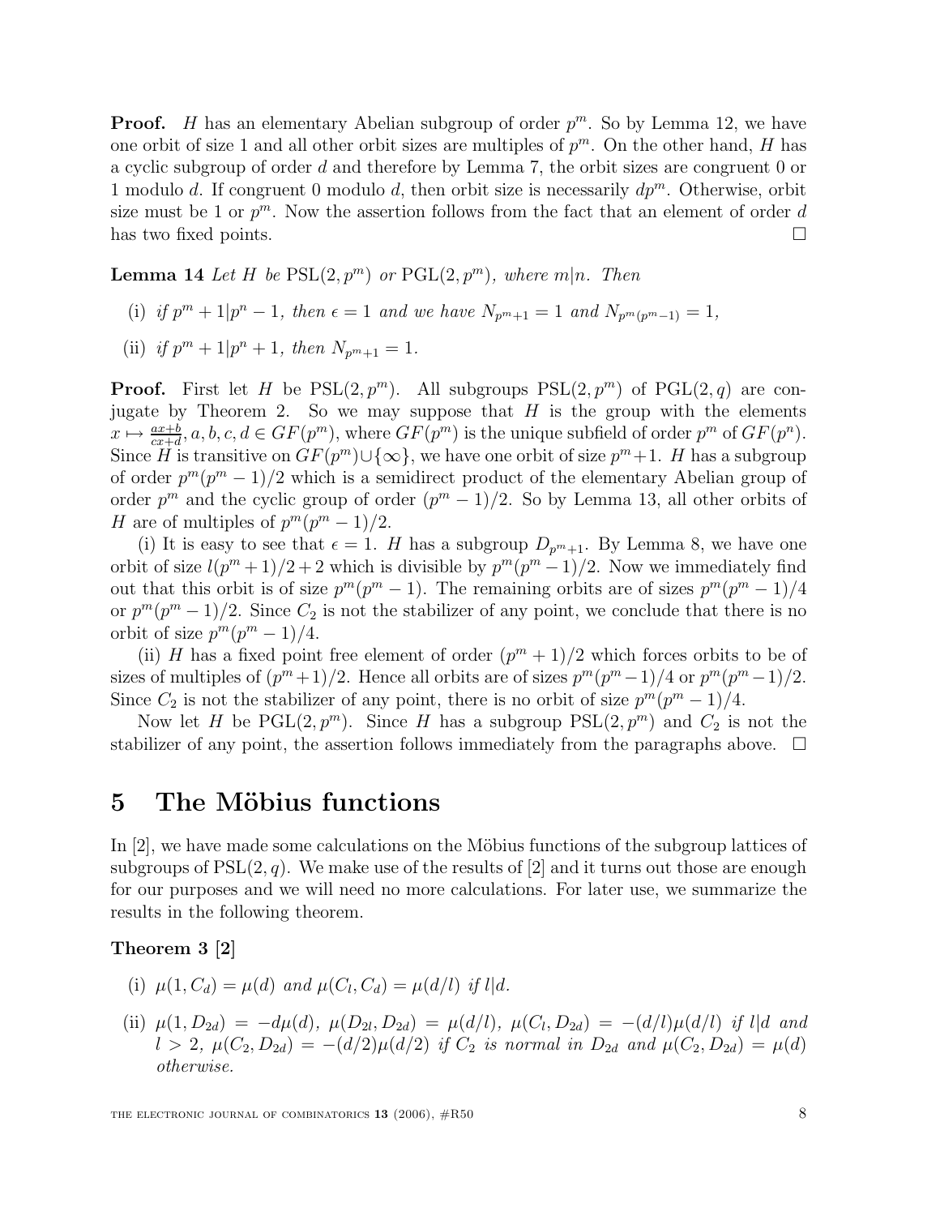**Proof.** $H$ has an elementary Abelian subgroup of order $p^m$. So by Lemma 12, we have one orbit of size 1 and all other orbit sizes are multiples of $p^m$. On the other hand, $H$ has a cyclic subgroup of order $d$ and therefore by Lemma 7, the orbit sizes are congruent 0 or 1 modulo $d$. If congruent 0 modulo $d$, then orbit size is necessarily $dp^m$. Otherwise, orbit size must be 1 or $p^m$. Now the assertion follows from the fact that an element of order $d$ has two fixed points. □

**Lemma 14** *Let $H$ be $\mathrm{PSL}(2, p^m)$ or $\mathrm{PGL}(2, p^m)$, where $m|n$. Then*

(i) *if $p^m + 1 | p^n - 1$, then $\epsilon = 1$ and we have $N_{p^m+1} = 1$ and $N_{p^m(p^m-1)} = 1$,*

(ii) *if $p^m + 1 | p^n + 1$, then $N_{p^m+1} = 1$.*

**Proof.** First let $H$ be $\mathrm{PSL}(2, p^m)$. All subgroups $\mathrm{PSL}(2, p^m)$ of $\mathrm{PGL}(2, q)$ are conjugate by Theorem 2. So we may suppose that $H$ is the group with the elements $x \mapsto \frac{ax+b}{cx+d}, a, b, c, d \in GF(p^m)$, where $GF(p^m)$ is the unique subfield of order $p^m$ of $GF(p^n)$. Since $H$ is transitive on $GF(p^m) \cup \{\infty\}$, we have one orbit of size $p^m + 1$. $H$ has a subgroup of order $p^m(p^m - 1)/2$ which is a semidirect product of the elementary Abelian group of order $p^m$ and the cyclic group of order $(p^m - 1)/2$. So by Lemma 13, all other orbits of $H$ are of multiples of $p^m(p^m - 1)/2$.

(i) It is easy to see that $\epsilon = 1$. $H$ has a subgroup $D_{p^m+1}$. By Lemma 8, we have one orbit of size $l(p^m + 1)/2 + 2$ which is divisible by $p^m(p^m - 1)/2$. Now we immediately find out that this orbit is of size $p^m(p^m - 1)$. The remaining orbits are of sizes $p^m(p^m - 1)/4$ or $p^m(p^m - 1)/2$. Since $C_2$ is not the stabilizer of any point, we conclude that there is no orbit of size $p^m(p^m - 1)/4$.

(ii) $H$ has a fixed point free element of order $(p^m + 1)/2$ which forces orbits to be of sizes of multiples of $(p^m + 1)/2$. Hence all orbits are of sizes $p^m(p^m - 1)/4$ or $p^m(p^m - 1)/2$. Since $C_2$ is not the stabilizer of any point, there is no orbit of size $p^m(p^m - 1)/4$.

Now let $H$ be $\mathrm{PGL}(2, p^m)$. Since $H$ has a subgroup $\mathrm{PSL}(2, p^m)$ and $C_2$ is not the stabilizer of any point, the assertion follows immediately from the paragraphs above. □

# 5 The Möbius functions

In [2], we have made some calculations on the Möbius functions of the subgroup lattices of subgroups of $\mathrm{PSL}(2, q)$. We make use of the results of [2] and it turns out those are enough for our purposes and we will need no more calculations. For later use, we summarize the results in the following theorem.

**Theorem 3 [2]**

(i) *$\mu(1, C_d) = \mu(d)$ and $\mu(C_l, C_d) = \mu(d/l)$ if $l|d$.*

(ii) *$\mu(1, D_{2d}) = -d\mu(d)$, $\mu(D_{2l}, D_{2d}) = \mu(d/l)$, $\mu(C_l, D_{2d}) = -(d/l)\mu(d/l)$ if $l|d$ and $l > 2$, $\mu(C_2, D_{2d}) = -(d/2)\mu(d/2)$ if $C_2$ is normal in $D_{2d}$ and $\mu(C_2, D_{2d}) = \mu(d)$ otherwise.*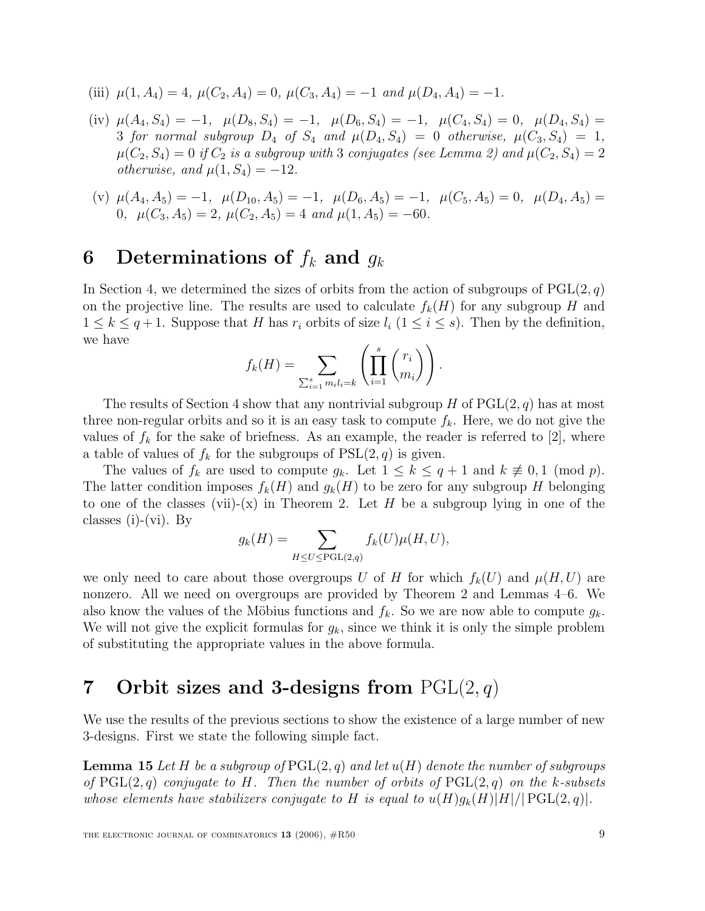(iii) $\mu(1, A_4) = 4$, $\mu(C_2, A_4) = 0$, $\mu(C_3, A_4) = -1$ *and* $\mu(D_4, A_4) = -1$.

(iv) $\mu(A_4, S_4) = -1$, $\mu(D_8, S_4) = -1$, $\mu(D_6, S_4) = -1$, $\mu(C_4, S_4) = 0$, $\mu(D_4, S_4) = 3$ *for normal subgroup* $D_4$ *of* $S_4$ *and* $\mu(D_4, S_4) = 0$ *otherwise,* $\mu(C_3, S_4) = 1$, $\mu(C_2, S_4) = 0$ *if* $C_2$ *is a subgroup with* 3 *conjugates (see Lemma 2) and* $\mu(C_2, S_4) = 2$ *otherwise, and* $\mu(1, S_4) = -12$.

(v) $\mu(A_4, A_5) = -1$, $\mu(D_{10}, A_5) = -1$, $\mu(D_6, A_5) = -1$, $\mu(C_5, A_5) = 0$, $\mu(D_4, A_5) = 0$, $\mu(C_3, A_5) = 2$, $\mu(C_2, A_5) = 4$ *and* $\mu(1, A_5) = -60$.

## 6 Determinations of $f_k$ and $g_k$

In Section 4, we determined the sizes of orbits from the action of subgroups of $\mathrm{PGL}(2, q)$ on the projective line. The results are used to calculate $f_k(H)$ for any subgroup $H$ and $1 \le k \le q+1$. Suppose that $H$ has $r_i$ orbits of size $l_i$ $(1 \le i \le s)$. Then by the definition, we have

$$f_k(H) = \sum_{\sum_{i=1}^{s} m_i l_i = k} \left( \prod_{i=1}^{s} \binom{r_i}{m_i} \right).$$

The results of Section 4 show that any nontrivial subgroup $H$ of $\mathrm{PGL}(2, q)$ has at most three non-regular orbits and so it is an easy task to compute $f_k$. Here, we do not give the values of $f_k$ for the sake of briefness. As an example, the reader is referred to [2], where a table of values of $f_k$ for the subgroups of $\mathrm{PSL}(2, q)$ is given.

The values of $f_k$ are used to compute $g_k$. Let $1 \le k \le q+1$ and $k \not\equiv 0, 1 \pmod{p}$. The latter condition imposes $f_k(H)$ and $g_k(H)$ to be zero for any subgroup $H$ belonging to one of the classes (vii)-(x) in Theorem 2. Let $H$ be a subgroup lying in one of the classes (i)-(vi). By

$$g_k(H) = \sum_{H \le U \le \mathrm{PGL}(2,q)} f_k(U) \mu(H, U),$$

we only need to care about those overgroups $U$ of $H$ for which $f_k(U)$ and $\mu(H, U)$ are nonzero. All we need on overgroups are provided by Theorem 2 and Lemmas 4–6. We also know the values of the Möbius functions and $f_k$. So we are now able to compute $g_k$. We will not give the explicit formulas for $g_k$, since we think it is only the simple problem of substituting the appropriate values in the above formula.

## 7 Orbit sizes and 3-designs from $\mathrm{PGL}(2, q)$

We use the results of the previous sections to show the existence of a large number of new 3-designs. First we state the following simple fact.

**Lemma 15** *Let* $H$ *be a subgroup of* $\mathrm{PGL}(2, q)$ *and let* $u(H)$ *denote the number of subgroups of* $\mathrm{PGL}(2, q)$ *conjugate to* $H$*. Then the number of orbits of* $\mathrm{PGL}(2, q)$ *on the* $k$*-subsets whose elements have stabilizers conjugate to* $H$ *is equal to* $u(H) g_k(H) |H| / |\mathrm{PGL}(2, q)|$.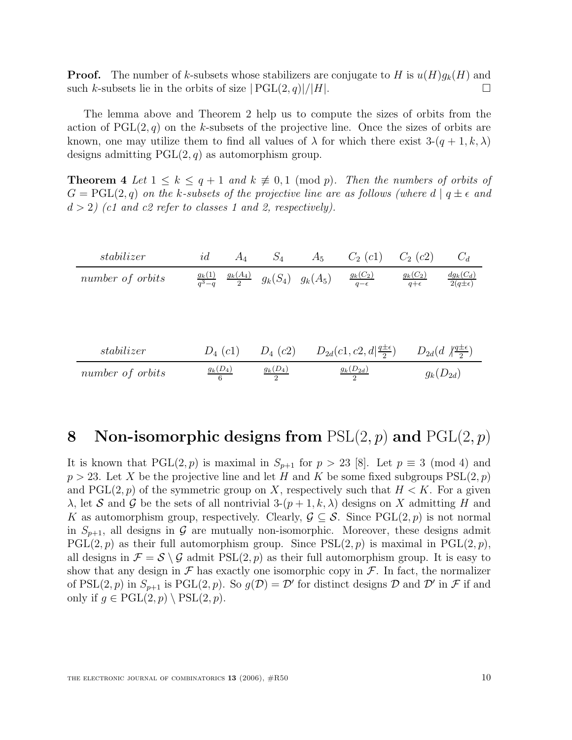**Proof.** The number of $k$-subsets whose stabilizers are conjugate to $H$ is $u(H)g_k(H)$ and such $k$-subsets lie in the orbits of size $|\operatorname{PGL}(2,q)|/|H|$. □

The lemma above and Theorem 2 help us to compute the sizes of orbits from the action of $\operatorname{PGL}(2,q)$ on the $k$-subsets of the projective line. Once the sizes of orbits are known, one may utilize them to find all values of $\lambda$ for which there exist 3-$(q+1,k,\lambda)$ designs admitting $\operatorname{PGL}(2,q)$ as automorphism group.

**Theorem 4** *Let $1 \leq k \leq q+1$ and $k \not\equiv 0, 1 \pmod p$. Then the numbers of orbits of $G = \operatorname{PGL}(2,q)$ on the $k$-subsets of the projective line are as follows (where $d \mid q \pm \epsilon$ and $d > 2$) (c1 and c2 refer to classes 1 and 2, respectively).*

| *stabilizer* | $id$ | $A_4$ | $S_4$ | $A_5$ | $C_2$ $(c1)$ | $C_2$ $(c2)$ | $C_d$ |
|---|---|---|---|---|---|---|---|
| *number of orbits* | $\frac{g_k(1)}{q^3-q}$ | $\frac{g_k(A_4)}{2}$ | $g_k(S_4)$ | $g_k(A_5)$ | $\frac{g_k(C_2)}{q-\epsilon}$ | $\frac{g_k(C_2)}{q+\epsilon}$ | $\frac{dg_k(C_d)}{2(q\pm\epsilon)}$ |

| *stabilizer* | $D_4$ $(c1)$ | $D_4$ $(c2)$ | $D_{2d}(c1, c2, d \mid \frac{q\pm\epsilon}{2})$ | $D_{2d}(d \nmid \frac{q\pm\epsilon}{2})$ |
|---|---|---|---|---|
| *number of orbits* | $\frac{g_k(D_4)}{6}$ | $\frac{g_k(D_4)}{2}$ | $\frac{g_k(D_{2d})}{2}$ | $g_k(D_{2d})$ |

## 8 Non-isomorphic designs from $\operatorname{PSL}(2,p)$ and $\operatorname{PGL}(2,p)$

It is known that $\operatorname{PGL}(2,p)$ is maximal in $S_{p+1}$ for $p > 23$ [8]. Let $p \equiv 3 \pmod 4$ and $p > 23$. Let $X$ be the projective line and let $H$ and $K$ be some fixed subgroups $\operatorname{PSL}(2,p)$ and $\operatorname{PGL}(2,p)$ of the symmetric group on $X$, respectively such that $H < K$. For a given $\lambda$, let $\mathcal{S}$ and $\mathcal{G}$ be the sets of all nontrivial 3-$(p+1,k,\lambda)$ designs on $X$ admitting $H$ and $K$ as automorphism group, respectively. Clearly, $\mathcal{G} \subseteq \mathcal{S}$. Since $\operatorname{PGL}(2,p)$ is not normal in $S_{p+1}$, all designs in $\mathcal{G}$ are mutually non-isomorphic. Moreover, these designs admit $\operatorname{PGL}(2,p)$ as their full automorphism group. Since $\operatorname{PSL}(2,p)$ is maximal in $\operatorname{PGL}(2,p)$, all designs in $\mathcal{F} = \mathcal{S} \setminus \mathcal{G}$ admit $\operatorname{PSL}(2,p)$ as their full automorphism group. It is easy to show that any design in $\mathcal{F}$ has exactly one isomorphic copy in $\mathcal{F}$. In fact, the normalizer of $\operatorname{PSL}(2,p)$ in $S_{p+1}$ is $\operatorname{PGL}(2,p)$. So $g(\mathcal{D}) = \mathcal{D}'$ for distinct designs $\mathcal{D}$ and $\mathcal{D}'$ in $\mathcal{F}$ if and only if $g \in \operatorname{PGL}(2,p) \setminus \operatorname{PSL}(2,p)$.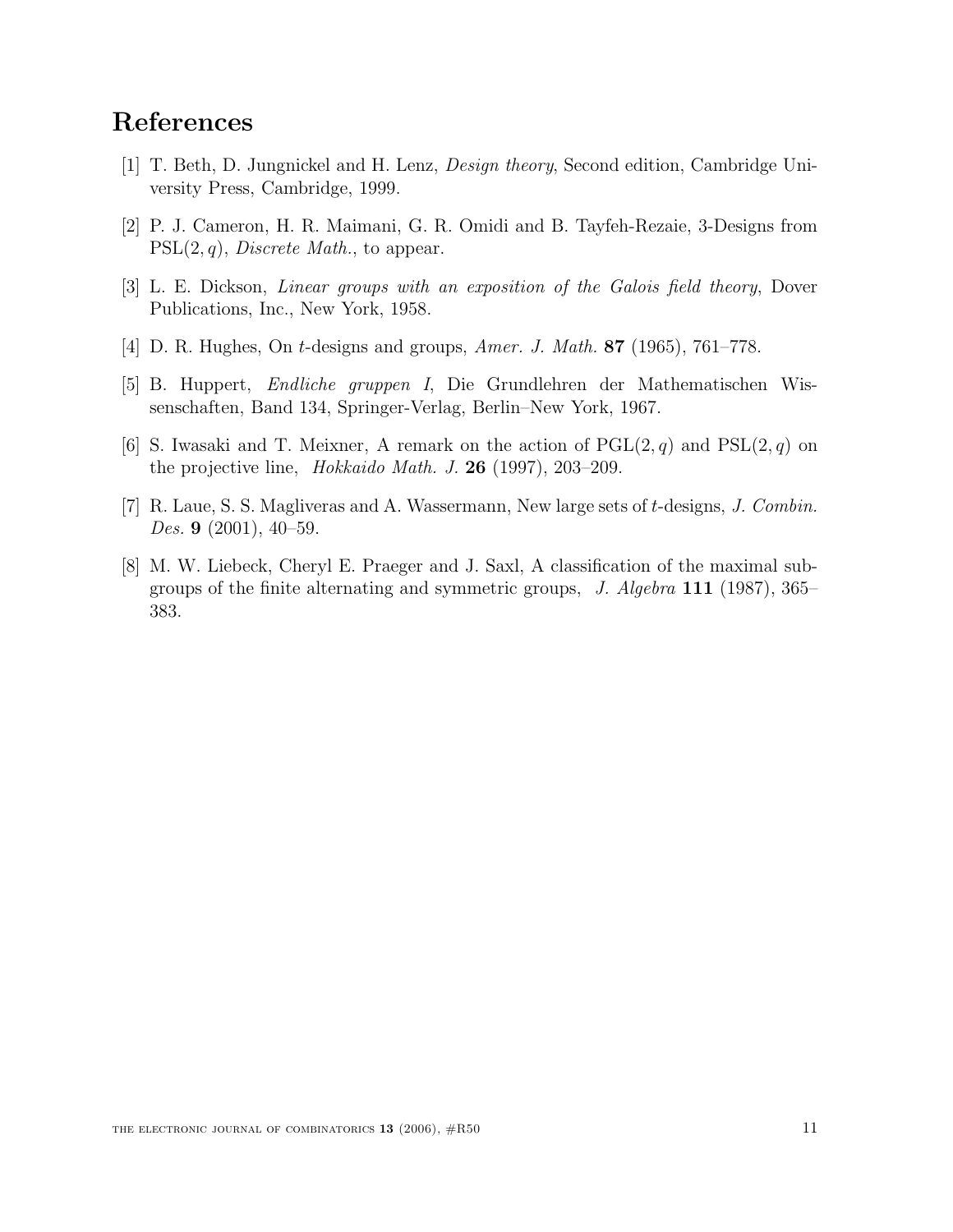## References

[1] T. Beth, D. Jungnickel and H. Lenz, *Design theory*, Second edition, Cambridge University Press, Cambridge, 1999.

[2] P. J. Cameron, H. R. Maimani, G. R. Omidi and B. Tayfeh-Rezaie, 3-Designs from $\mathrm{PSL}(2, q)$, *Discrete Math.*, to appear.

[3] L. E. Dickson, *Linear groups with an exposition of the Galois field theory*, Dover Publications, Inc., New York, 1958.

[4] D. R. Hughes, On $t$-designs and groups, *Amer. J. Math.* **87** (1965), 761–778.

[5] B. Huppert, *Endliche gruppen I*, Die Grundlehren der Mathematischen Wissenschaften, Band 134, Springer-Verlag, Berlin–New York, 1967.

[6] S. Iwasaki and T. Meixner, A remark on the action of $\mathrm{PGL}(2, q)$ and $\mathrm{PSL}(2, q)$ on the projective line, *Hokkaido Math. J.* **26** (1997), 203–209.

[7] R. Laue, S. S. Magliveras and A. Wassermann, New large sets of $t$-designs, *J. Combin. Des.* **9** (2001), 40–59.

[8] M. W. Liebeck, Cheryl E. Praeger and J. Saxl, A classification of the maximal subgroups of the finite alternating and symmetric groups, *J. Algebra* **111** (1987), 365–383.